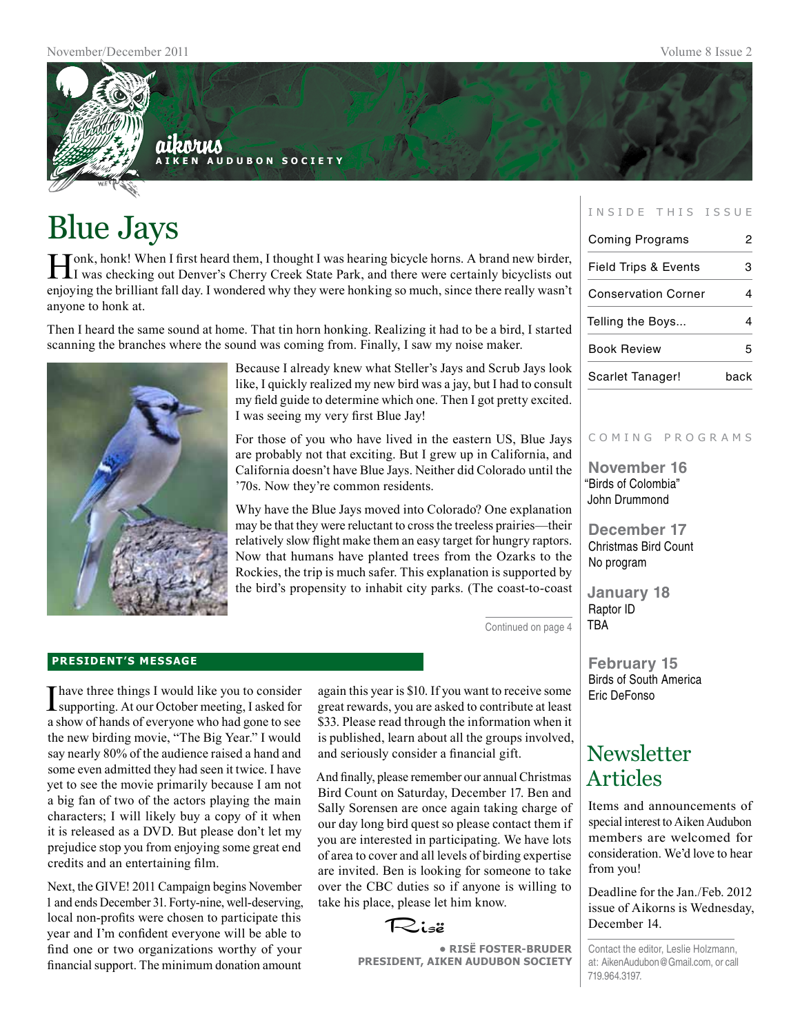aikorns
AIKEN AUDUBON SOCIETY

# Blue Jays

Honk, honk! When I first heard them, I thought I was hearing bicycle horns. A brand new birder, I was checking out Denver's Cherry Creek State Park, and there were certainly bicyclists out enjoying the brilliant fall day. I wondered why they were honking so much, since there really wasn't anyone to honk at.

Then I heard the same sound at home. That tin horn honking. Realizing it had to be a bird, I started scanning the branches where the sound was coming from. Finally, I saw my noise maker.

Because I already knew what Steller's Jays and Scrub Jays look like, I quickly realized my new bird was a jay, but I had to consult my field guide to determine which one. Then I got pretty excited. I was seeing my very first Blue Jay!

For those of you who have lived in the eastern US, Blue Jays are probably not that exciting. But I grew up in California, and California doesn't have Blue Jays. Neither did Colorado until the '70s. Now they're common residents.

Why have the Blue Jays moved into Colorado? One explanation may be that they were reluctant to cross the treeless prairies—their relatively slow flight make them an easy target for hungry raptors. Now that humans have planted trees from the Ozarks to the Rockies, the trip is much safer. This explanation is supported by the bird's propensity to inhabit city parks. (The coast-to-coast

Continued on page 4

## PRESIDENT'S MESSAGE

I have three things I would like you to consider supporting. At our October meeting, I asked for a show of hands of everyone who had gone to see the new birding movie, "The Big Year." I would say nearly 80% of the audience raised a hand and some even admitted they had seen it twice. I have yet to see the movie primarily because I am not a big fan of two of the actors playing the main characters; I will likely buy a copy of it when it is released as a DVD. But please don't let my prejudice stop you from enjoying some great end credits and an entertaining film.

Next, the GIVE! 2011 Campaign begins November 1 and ends December 31. Forty-nine, well-deserving, local non-profits were chosen to participate this year and I'm confident everyone will be able to find one or two organizations worthy of your financial support. The minimum donation amount again this year is $10. If you want to receive some great rewards, you are asked to contribute at least $33. Please read through the information when it is published, learn about all the groups involved, and seriously consider a financial gift.

And finally, please remember our annual Christmas Bird Count on Saturday, December 17. Ben and Sally Sorensen are once again taking charge of our day long bird quest so please contact them if you are interested in participating. We have lots of area to cover and all levels of birding expertise are invited. Ben is looking for someone to take over the CBC duties so if anyone is willing to take his place, please let him know.

Risë

**• RISË FOSTER-BRUDER**
**PRESIDENT, AIKEN AUDUBON SOCIETY**

## INSIDE THIS ISSUE

| | |
|---|---|
| Coming Programs | 2 |
| Field Trips & Events | 3 |
| Conservation Corner | 4 |
| Telling the Boys... | 4 |
| Book Review | 5 |
| Scarlet Tanager! | back |

## COMING PROGRAMS

**November 16**
"Birds of Colombia"
John Drummond

**December 17**
Christmas Bird Count
No program

**January 18**
Raptor ID
TBA

**February 15**
Birds of South America
Eric DeFonso

## Newsletter Articles

Items and announcements of special interest to Aiken Audubon members are welcomed for consideration. We'd love to hear from you!

Deadline for the Jan./Feb. 2012 issue of Aikorns is Wednesday, December 14.

Contact the editor, Leslie Holzmann, at: AikenAudubon@Gmail.com, or call 719.964.3197.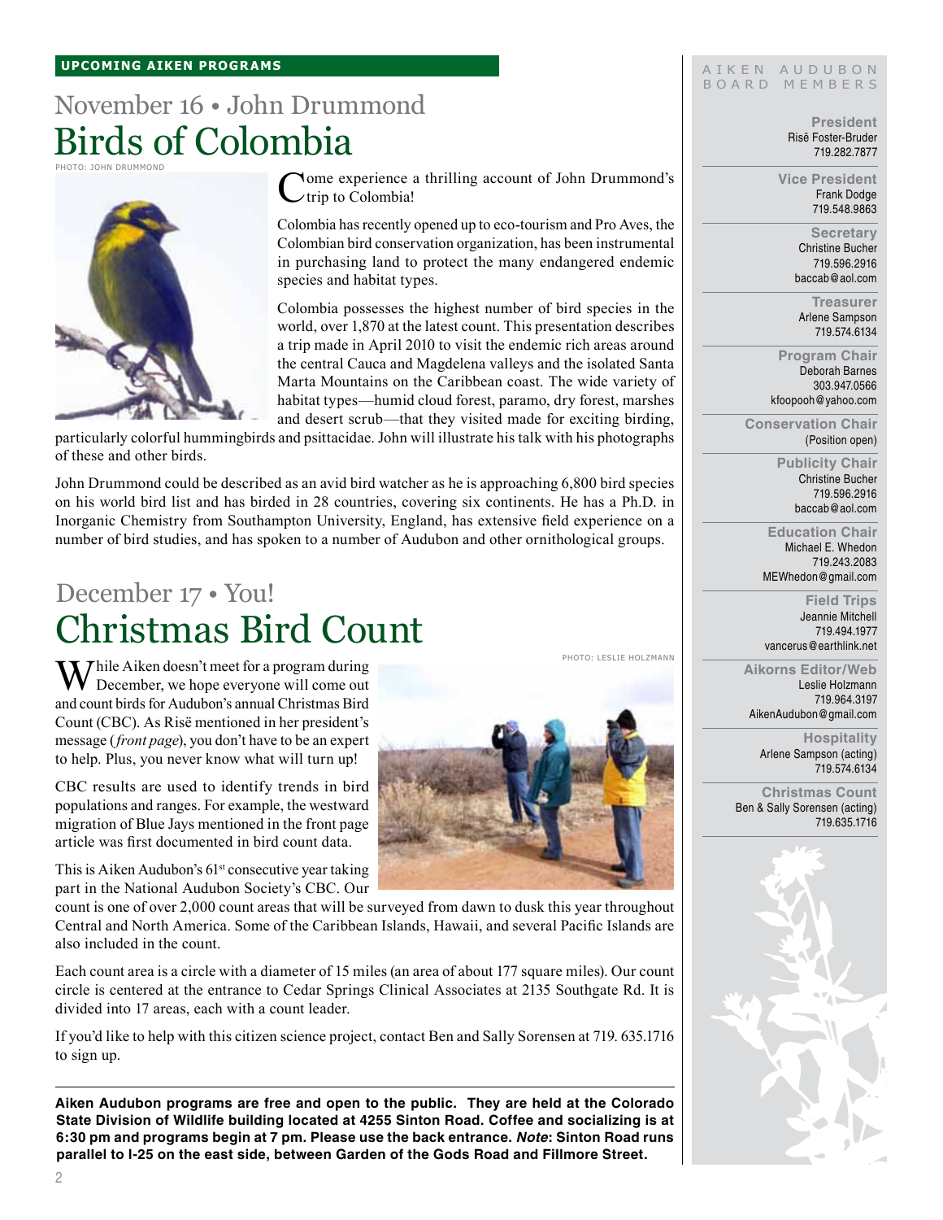**UPCOMING AIKEN PROGRAMS**

## November 16 • John Drummond
# Birds of Colombia

PHOTO: JOHN DRUMMOND

Come experience a thrilling account of John Drummond's trip to Colombia!

Colombia has recently opened up to eco-tourism and Pro Aves, the Colombian bird conservation organization, has been instrumental in purchasing land to protect the many endangered endemic species and habitat types.

Colombia possesses the highest number of bird species in the world, over 1,870 at the latest count. This presentation describes a trip made in April 2010 to visit the endemic rich areas around the central Cauca and Magdelena valleys and the isolated Santa Marta Mountains on the Caribbean coast. The wide variety of habitat types—humid cloud forest, paramo, dry forest, marshes and desert scrub—that they visited made for exciting birding, particularly colorful hummingbirds and psittacidae. John will illustrate his talk with his photographs of these and other birds.

John Drummond could be described as an avid bird watcher as he is approaching 6,800 bird species on his world bird list and has birded in 28 countries, covering six continents. He has a Ph.D. in Inorganic Chemistry from Southampton University, England, has extensive field experience on a number of bird studies, and has spoken to a number of Audubon and other ornithological groups.

## December 17 • You!
# Christmas Bird Count

PHOTO: LESLIE HOLZMANN

While Aiken doesn't meet for a program during December, we hope everyone will come out and count birds for Audubon's annual Christmas Bird Count (CBC). As Risë mentioned in her president's message (*front page*), you don't have to be an expert to help. Plus, you never know what will turn up!

CBC results are used to identify trends in bird populations and ranges. For example, the westward migration of Blue Jays mentioned in the front page article was first documented in bird count data.

This is Aiken Audubon's 61st consecutive year taking part in the National Audubon Society's CBC. Our count is one of over 2,000 count areas that will be surveyed from dawn to dusk this year throughout Central and North America. Some of the Caribbean Islands, Hawaii, and several Pacific Islands are also included in the count.

Each count area is a circle with a diameter of 15 miles (an area of about 177 square miles). Our count circle is centered at the entrance to Cedar Springs Clinical Associates at 2135 Southgate Rd. It is divided into 17 areas, each with a count leader.

If you'd like to help with this citizen science project, contact Ben and Sally Sorensen at 719. 635.1716 to sign up.

**Aiken Audubon programs are free and open to the public. They are held at the Colorado State Division of Wildlife building located at 4255 Sinton Road. Coffee and socializing is at 6:30 pm and programs begin at 7 pm. Please use the back entrance. *Note*: Sinton Road runs parallel to I-25 on the east side, between Garden of the Gods Road and Fillmore Street.**

AIKEN AUDUBON BOARD MEMBERS

**President**
Risë Foster-Bruder
719.282.7877

**Vice President**
Frank Dodge
719.548.9863

**Secretary**
Christine Bucher
719.596.2916
baccab@aol.com

**Treasurer**
Arlene Sampson
719.574.6134

**Program Chair**
Deborah Barnes
303.947.0566
kfoopooh@yahoo.com

**Conservation Chair**
(Position open)

**Publicity Chair**
Christine Bucher
719.596.2916
baccab@aol.com

**Education Chair**
Michael E. Whedon
719.243.2083
MEWhedon@gmail.com

**Field Trips**
Jeannie Mitchell
719.494.1977
vancerus@earthlink.net

**Aikorns Editor/Web**
Leslie Holzmann
719.964.3197
AikenAudubon@gmail.com

**Hospitality**
Arlene Sampson (acting)
719.574.6134

**Christmas Count**
Ben & Sally Sorensen (acting)
719.635.1716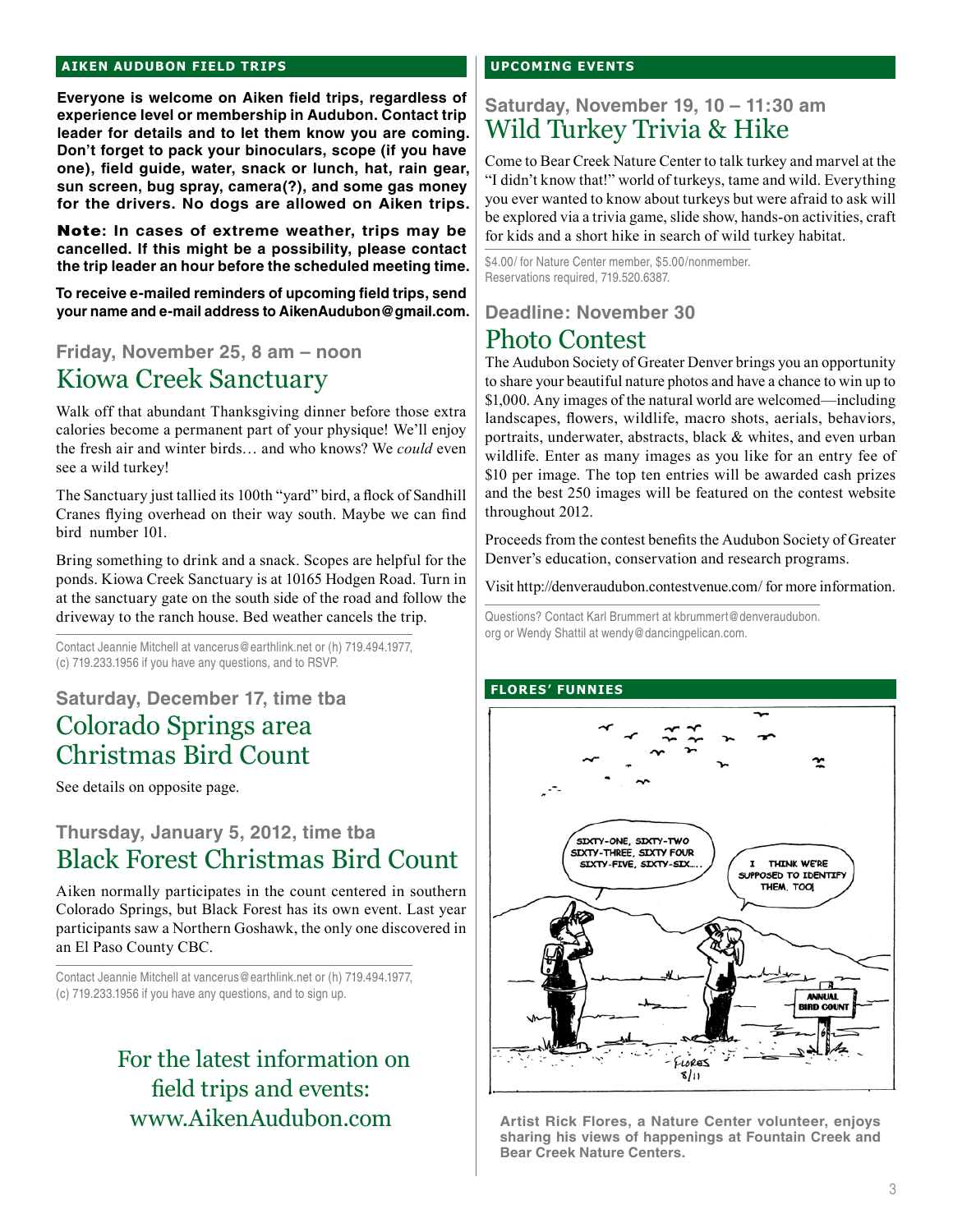## AIKEN AUDUBON FIELD TRIPS

**Everyone is welcome on Aiken field trips, regardless of experience level or membership in Audubon. Contact trip leader for details and to let them know you are coming. Don't forget to pack your binoculars, scope (if you have one), field guide, water, snack or lunch, hat, rain gear, sun screen, bug spray, camera(?), and some gas money for the drivers. No dogs are allowed on Aiken trips.**

**Note: In cases of extreme weather, trips may be cancelled. If this might be a possibility, please contact the trip leader an hour before the scheduled meeting time.**

**To receive e-mailed reminders of upcoming field trips, send your name and e-mail address to AikenAudubon@gmail.com.**

### Friday, November 25, 8 am – noon
## Kiowa Creek Sanctuary

Walk off that abundant Thanksgiving dinner before those extra calories become a permanent part of your physique! We'll enjoy the fresh air and winter birds… and who knows? We *could* even see a wild turkey!

The Sanctuary just tallied its 100th "yard" bird, a flock of Sandhill Cranes flying overhead on their way south. Maybe we can find bird number 101.

Bring something to drink and a snack. Scopes are helpful for the ponds. Kiowa Creek Sanctuary is at 10165 Hodgen Road. Turn in at the sanctuary gate on the south side of the road and follow the driveway to the ranch house. Bed weather cancels the trip.

Contact Jeannie Mitchell at vancerus@earthlink.net or (h) 719.494.1977, (c) 719.233.1956 if you have any questions, and to RSVP.

### Saturday, December 17, time tba
## Colorado Springs area Christmas Bird Count

See details on opposite page.

### Thursday, January 5, 2012, time tba
## Black Forest Christmas Bird Count

Aiken normally participates in the count centered in southern Colorado Springs, but Black Forest has its own event. Last year participants saw a Northern Goshawk, the only one discovered in an El Paso County CBC.

Contact Jeannie Mitchell at vancerus@earthlink.net or (h) 719.494.1977, (c) 719.233.1956 if you have any questions, and to sign up.

For the latest information on field trips and events: www.AikenAudubon.com

## UPCOMING EVENTS

### Saturday, November 19, 10 – 11:30 am
## Wild Turkey Trivia & Hike

Come to Bear Creek Nature Center to talk turkey and marvel at the "I didn't know that!" world of turkeys, tame and wild. Everything you ever wanted to know about turkeys but were afraid to ask will be explored via a trivia game, slide show, hands-on activities, craft for kids and a short hike in search of wild turkey habitat.

$4.00/ for Nature Center member, $5.00/nonmember. Reservations required, 719.520.6387.

### Deadline: November 30
## Photo Contest

The Audubon Society of Greater Denver brings you an opportunity to share your beautiful nature photos and have a chance to win up to $1,000. Any images of the natural world are welcomed—including landscapes, flowers, wildlife, macro shots, aerials, behaviors, portraits, underwater, abstracts, black & whites, and even urban wildlife. Enter as many images as you like for an entry fee of $10 per image. The top ten entries will be awarded cash prizes and the best 250 images will be featured on the contest website throughout 2012.

Proceeds from the contest benefits the Audubon Society of Greater Denver's education, conservation and research programs.

Visit http://denveraudubon.contestvenue.com/ for more information.

Questions? Contact Karl Brummert at kbrummert@denveraudubon.org or Wendy Shattil at wendy@dancingpelican.com.

## FLORES' FUNNIES

Artist Rick Flores, a Nature Center volunteer, enjoys sharing his views of happenings at Fountain Creek and Bear Creek Nature Centers.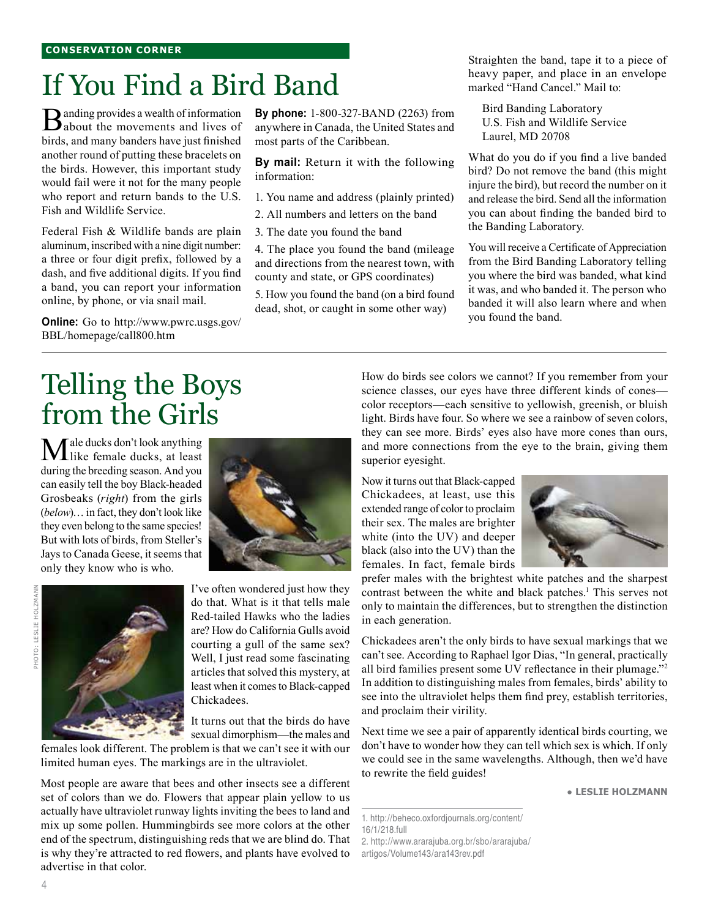CONSERVATION CORNER

# If You Find a Bird Band

Banding provides a wealth of information about the movements and lives of birds, and many banders have just finished another round of putting these bracelets on the birds. However, this important study would fail were it not for the many people who report and return bands to the U.S. Fish and Wildlife Service.

Federal Fish & Wildlife bands are plain aluminum, inscribed with a nine digit number: a three or four digit prefix, followed by a dash, and five additional digits. If you find a band, you can report your information online, by phone, or via snail mail.

**Online:** Go to http://www.pwrc.usgs.gov/BBL/homepage/call800.htm

**By phone:** 1-800-327-BAND (2263) from anywhere in Canada, the United States and most parts of the Caribbean.

**By mail:** Return it with the following information:

1. You name and address (plainly printed)
2. All numbers and letters on the band
3. The date you found the band
4. The place you found the band (mileage and directions from the nearest town, with county and state, or GPS coordinates)
5. How you found the band (on a bird found dead, shot, or caught in some other way)

Straighten the band, tape it to a piece of heavy paper, and place in an envelope marked "Hand Cancel." Mail to:

Bird Banding Laboratory
U.S. Fish and Wildlife Service
Laurel, MD 20708

What do you do if you find a live banded bird? Do not remove the band (this might injure the bird), but record the number on it and release the bird. Send all the information you can about finding the banded bird to the Banding Laboratory.

You will receive a Certificate of Appreciation from the Bird Banding Laboratory telling you where the bird was banded, what kind it was, and who banded it. The person who banded it will also learn where and when you found the band.

# Telling the Boys from the Girls

Male ducks don't look anything like female ducks, at least during the breeding season. And you can easily tell the boy Black-headed Grosbeaks (*right*) from the girls (*below*)… in fact, they don't look like they even belong to the same species! But with lots of birds, from Steller's Jays to Canada Geese, it seems that only they know who is who.

PHOTO: LESLIE HOLZMANN

I've often wondered just how they do that. What is it that tells male Red-tailed Hawks who the ladies are? How do California Gulls avoid courting a gull of the same sex? Well, I just read some fascinating articles that solved this mystery, at least when it comes to Black-capped Chickadees.

It turns out that the birds do have sexual dimorphism—the males and females look different. The problem is that we can't see it with our limited human eyes. The markings are in the ultraviolet.

Most people are aware that bees and other insects see a different set of colors than we do. Flowers that appear plain yellow to us actually have ultraviolet runway lights inviting the bees to land and mix up some pollen. Hummingbirds see more colors at the other end of the spectrum, distinguishing reds that we are blind do. That is why they're attracted to red flowers, and plants have evolved to advertise in that color.

How do birds see colors we cannot? If you remember from your science classes, our eyes have three different kinds of cones—color receptors—each sensitive to yellowish, greenish, or bluish light. Birds have four. So where we see a rainbow of seven colors, they can see more. Birds' eyes also have more cones than ours, and more connections from the eye to the brain, giving them superior eyesight.

Now it turns out that Black-capped Chickadees, at least, use this extended range of color to proclaim their sex. The males are brighter white (into the UV) and deeper black (also into the UV) than the females. In fact, female birds prefer males with the brightest white patches and the sharpest contrast between the white and black patches.[1] This serves not only to maintain the differences, but to strengthen the distinction in each generation.

Chickadees aren't the only birds to have sexual markings that we can't see. According to Raphael Igor Dias, "In general, practically all bird families present some UV reflectance in their plumage."[2] In addition to distinguishing males from females, birds' ability to see into the ultraviolet helps them find prey, establish territories, and proclaim their virility.

Next time we see a pair of apparently identical birds courting, we don't have to wonder how they can tell which sex is which. If only we could see in the same wavelengths. Although, then we'd have to rewrite the field guides!

**• LESLIE HOLZMANN**

1. http://beheco.oxfordjournals.org/content/16/1/218.full
2. http://www.ararajuba.org.br/sbo/ararajuba/artigos/Volume143/ara143rev.pdf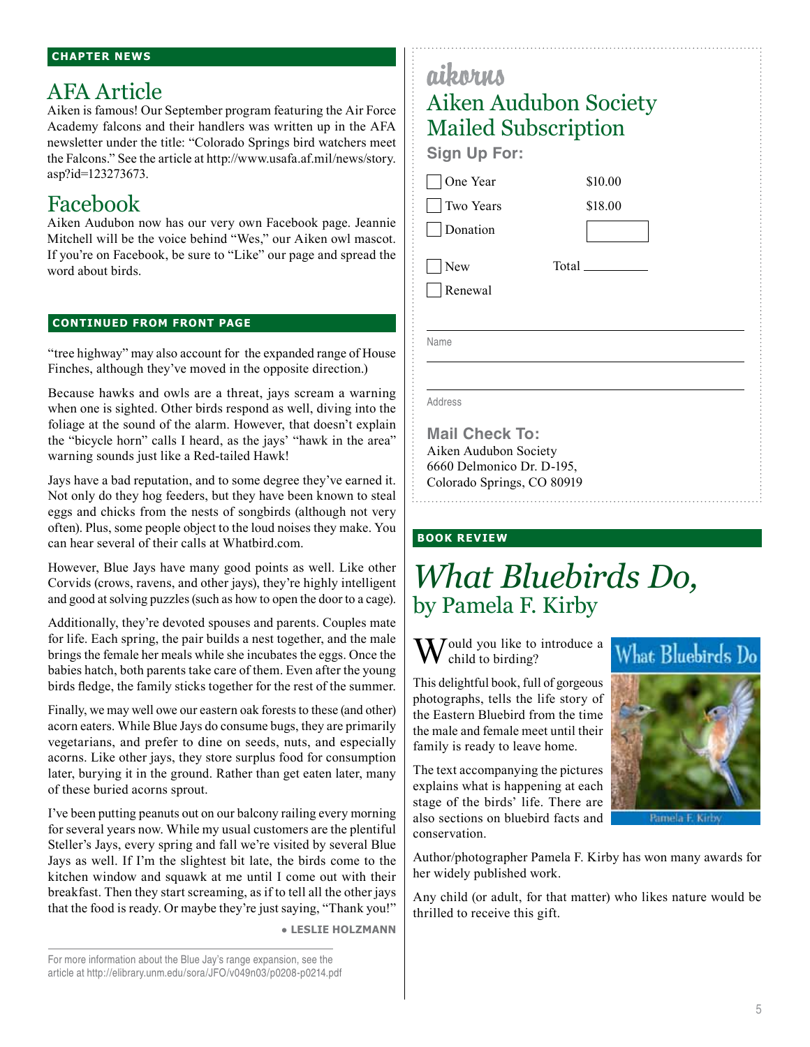## CHAPTER NEWS

## AFA Article

Aiken is famous! Our September program featuring the Air Force Academy falcons and their handlers was written up in the AFA newsletter under the title: "Colorado Springs bird watchers meet the Falcons." See the article at http://www.usafa.af.mil/news/story.asp?id=123273673.

## Facebook

Aiken Audubon now has our very own Facebook page. Jeannie Mitchell will be the voice behind "Wes," our Aiken owl mascot. If you're on Facebook, be sure to "Like" our page and spread the word about birds.

## CONTINUED FROM FRONT PAGE

"tree highway" may also account for the expanded range of House Finches, although they've moved in the opposite direction.)

Because hawks and owls are a threat, jays scream a warning when one is sighted. Other birds respond as well, diving into the foliage at the sound of the alarm. However, that doesn't explain the "bicycle horn" calls I heard, as the jays' "hawk in the area" warning sounds just like a Red-tailed Hawk!

Jays have a bad reputation, and to some degree they've earned it. Not only do they hog feeders, but they have been known to steal eggs and chicks from the nests of songbirds (although not very often). Plus, some people object to the loud noises they make. You can hear several of their calls at Whatbird.com.

However, Blue Jays have many good points as well. Like other Corvids (crows, ravens, and other jays), they're highly intelligent and good at solving puzzles (such as how to open the door to a cage).

Additionally, they're devoted spouses and parents. Couples mate for life. Each spring, the pair builds a nest together, and the male brings the female her meals while she incubates the eggs. Once the babies hatch, both parents take care of them. Even after the young birds fledge, the family sticks together for the rest of the summer.

Finally, we may well owe our eastern oak forests to these (and other) acorn eaters. While Blue Jays do consume bugs, they are primarily vegetarians, and prefer to dine on seeds, nuts, and especially acorns. Like other jays, they store surplus food for consumption later, burying it in the ground. Rather than get eaten later, many of these buried acorns sprout.

I've been putting peanuts out on our balcony railing every morning for several years now. While my usual customers are the plentiful Steller's Jays, every spring and fall we're visited by several Blue Jays as well. If I'm the slightest bit late, the birds come to the kitchen window and squawk at me until I come out with their breakfast. Then they start screaming, as if to tell all the other jays that the food is ready. Or maybe they're just saying, "Thank you!"

**• LESLIE HOLZMANN**

For more information about the Blue Jay's range expansion, see the article at http://elibrary.unm.edu/sora/JFO/v049n03/p0208-p0214.pdf

---

# aikorns

## Aiken Audubon Society Mailed Subscription

**Sign Up For:**

- ☐ One Year — $10.00
- ☐ Two Years — $18.00
- ☐ Donation — ______

- ☐ New
- ☐ Renewal

Total ______

Name ______

Address ______

**Mail Check To:**
Aiken Audubon Society
6660 Delmonico Dr. D-195,
Colorado Springs, CO 80919

---

## BOOK REVIEW

# *What Bluebirds Do,* by Pamela F. Kirby

Would you like to introduce a child to birding?

This delightful book, full of gorgeous photographs, tells the life story of the Eastern Bluebird from the time the male and female meet until their family is ready to leave home.

The text accompanying the pictures explains what is happening at each stage of the birds' life. There are also sections on bluebird facts and conservation.

Author/photographer Pamela F. Kirby has won many awards for her widely published work.

Any child (or adult, for that matter) who likes nature would be thrilled to receive this gift.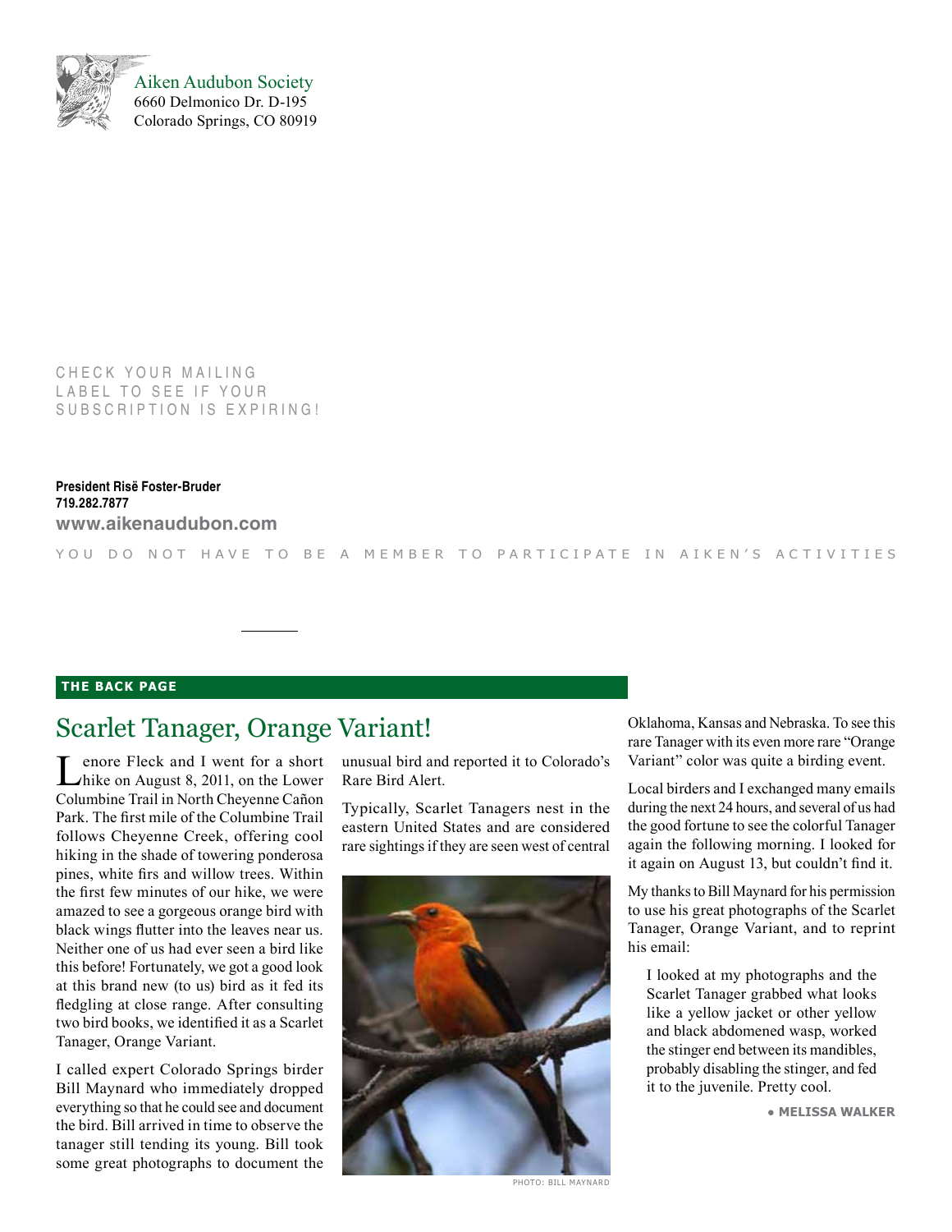Aiken Audubon Society
6660 Delmonico Dr. D-195
Colorado Springs, CO 80919

CHECK YOUR MAILING LABEL TO SEE IF YOUR SUBSCRIPTION IS EXPIRING!

**President Risë Foster-Bruder**
**719.282.7877**
**www.aikenaudubon.com**

YOU DO NOT HAVE TO BE A MEMBER TO PARTICIPATE IN AIKEN'S ACTIVITIES

**THE BACK PAGE**

# Scarlet Tanager, Orange Variant!

Lenore Fleck and I went for a short hike on August 8, 2011, on the Lower Columbine Trail in North Cheyenne Cañon Park. The first mile of the Columbine Trail follows Cheyenne Creek, offering cool hiking in the shade of towering ponderosa pines, white firs and willow trees. Within the first few minutes of our hike, we were amazed to see a gorgeous orange bird with black wings flutter into the leaves near us. Neither one of us had ever seen a bird like this before! Fortunately, we got a good look at this brand new (to us) bird as it fed its fledgling at close range. After consulting two bird books, we identified it as a Scarlet Tanager, Orange Variant.

I called expert Colorado Springs birder Bill Maynard who immediately dropped everything so that he could see and document the bird. Bill arrived in time to observe the tanager still tending its young. Bill took some great photographs to document the unusual bird and reported it to Colorado's Rare Bird Alert.

Typically, Scarlet Tanagers nest in the eastern United States and are considered rare sightings if they are seen west of central Oklahoma, Kansas and Nebraska. To see this rare Tanager with its even more rare "Orange Variant" color was quite a birding event.

PHOTO: BILL MAYNARD

Local birders and I exchanged many emails during the next 24 hours, and several of us had the good fortune to see the colorful Tanager again the following morning. I looked for it again on August 13, but couldn't find it.

My thanks to Bill Maynard for his permission to use his great photographs of the Scarlet Tanager, Orange Variant, and to reprint his email:

> I looked at my photographs and the Scarlet Tanager grabbed what looks like a yellow jacket or other yellow and black abdomened wasp, worked the stinger end between its mandibles, probably disabling the stinger, and fed it to the juvenile. Pretty cool.

• **MELISSA WALKER**